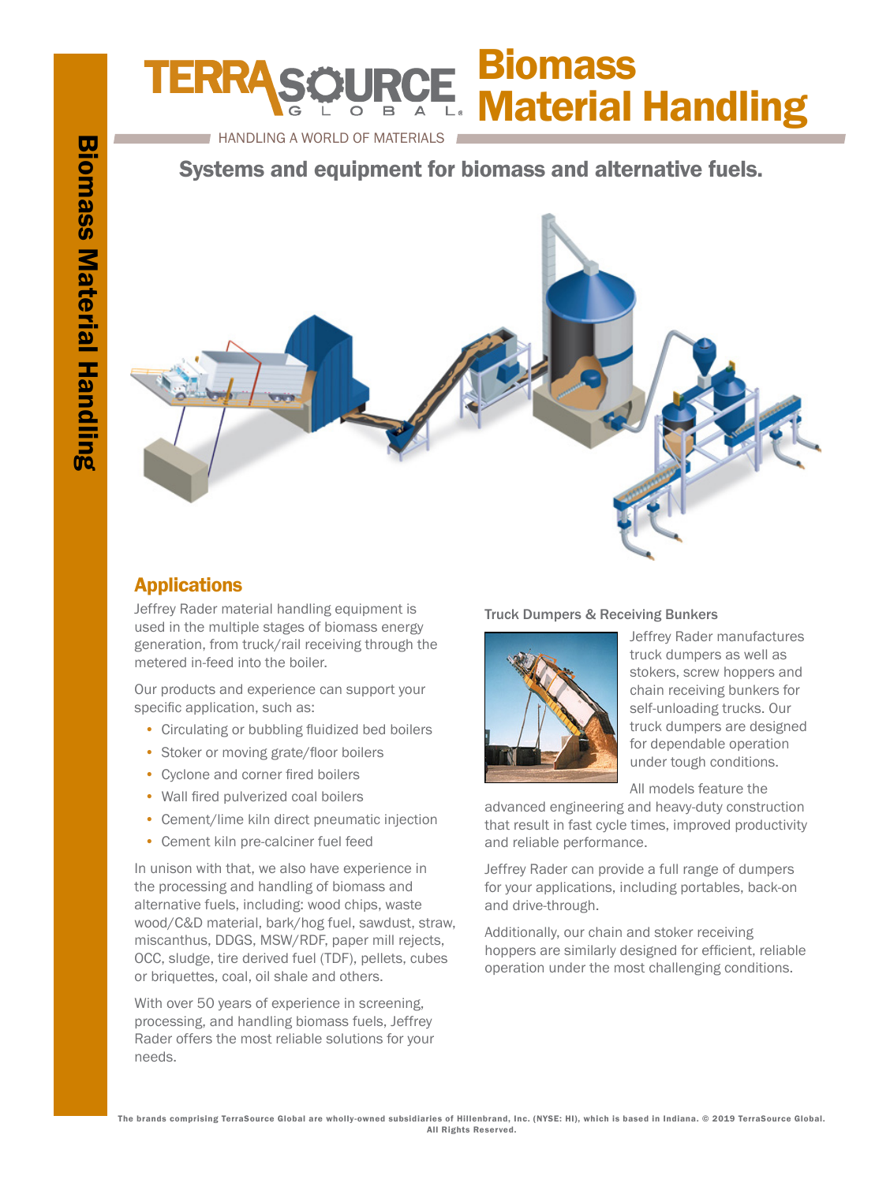# TERRASOURCE GLOBAL — Biomass Material Handling

HANDLING A WORLD OF MATERIALS

## Systems and equipment for biomass and alternative fuels.

## Applications

Jeffrey Rader material handling equipment is used in the multiple stages of biomass energy generation, from truck/rail receiving through the metered in-feed into the boiler.

Our products and experience can support your specific application, such as:

- Circulating or bubbling fluidized bed boilers
- Stoker or moving grate/floor boilers
- Cyclone and corner fired boilers
- Wall fired pulverized coal boilers
- Cement/lime kiln direct pneumatic injection
- Cement kiln pre-calciner fuel feed

In unison with that, we also have experience in the processing and handling of biomass and alternative fuels, including: wood chips, waste wood/C&D material, bark/hog fuel, sawdust, straw, miscanthus, DDGS, MSW/RDF, paper mill rejects, OCC, sludge, tire derived fuel (TDF), pellets, cubes or briquettes, coal, oil shale and others.

With over 50 years of experience in screening, processing, and handling biomass fuels, Jeffrey Rader offers the most reliable solutions for your needs.

### Truck Dumpers & Receiving Bunkers

Jeffrey Rader manufactures truck dumpers as well as stokers, screw hoppers and chain receiving bunkers for self-unloading trucks. Our truck dumpers are designed for dependable operation under tough conditions.

All models feature the advanced engineering and heavy-duty construction that result in fast cycle times, improved productivity and reliable performance.

Jeffrey Rader can provide a full range of dumpers for your applications, including portables, back-on and drive-through.

Additionally, our chain and stoker receiving hoppers are similarly designed for efficient, reliable operation under the most challenging conditions.

The brands comprising TerraSource Global are wholly-owned subsidiaries of Hillenbrand, Inc. (NYSE: HI), which is based in Indiana. © 2019 TerraSource Global. All Rights Reserved.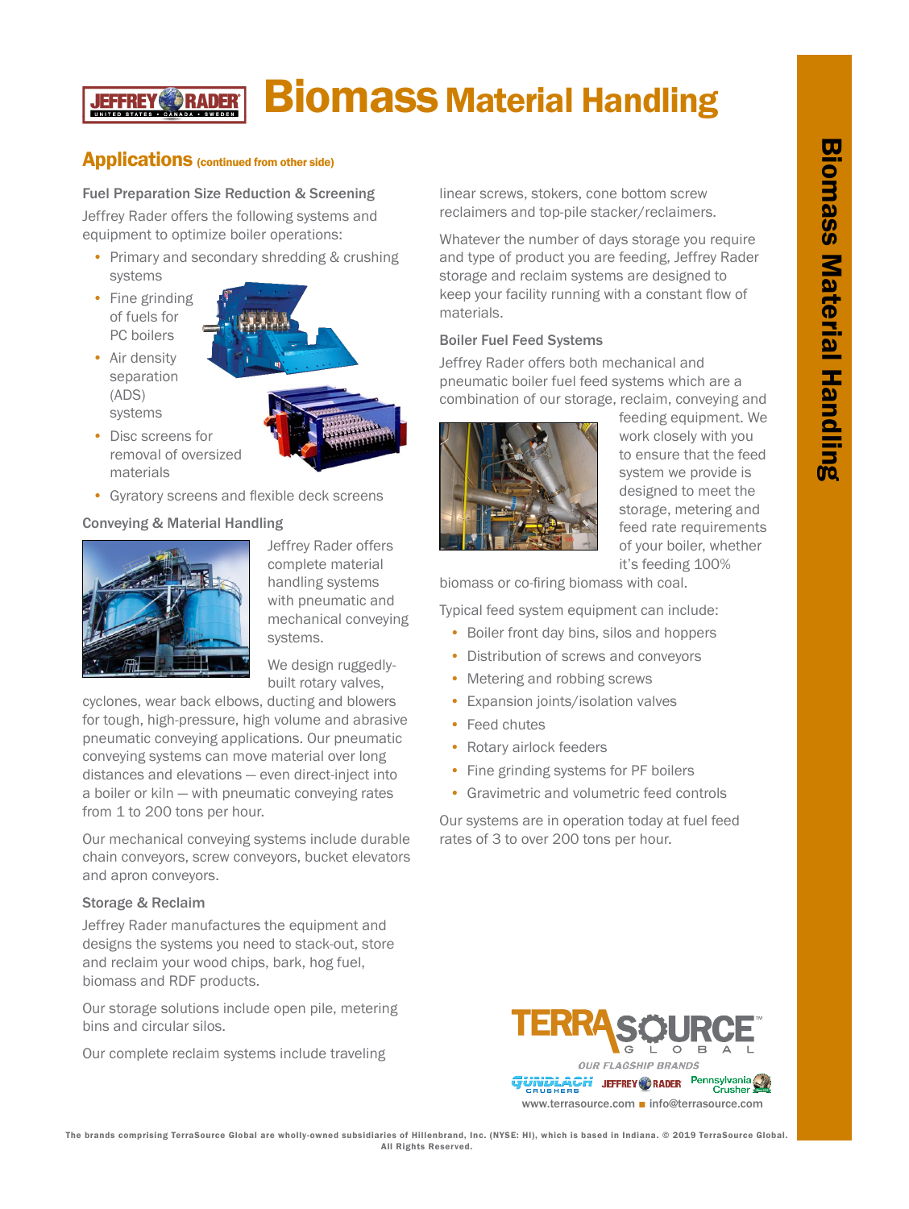# Biomass Material Handling

## Applications (continued from other side)

### Fuel Preparation Size Reduction & Screening

Jeffrey Rader offers the following systems and equipment to optimize boiler operations:

- Primary and secondary shredding & crushing systems
- Fine grinding of fuels for PC boilers
- Air density separation (ADS) systems
- Disc screens for removal of oversized materials
- Gyratory screens and flexible deck screens

### Conveying & Material Handling

Jeffrey Rader offers complete material handling systems with pneumatic and mechanical conveying systems.

We design ruggedly-built rotary valves, cyclones, wear back elbows, ducting and blowers for tough, high-pressure, high volume and abrasive pneumatic conveying applications. Our pneumatic conveying systems can move material over long distances and elevations — even direct-inject into a boiler or kiln — with pneumatic conveying rates from 1 to 200 tons per hour.

Our mechanical conveying systems include durable chain conveyors, screw conveyors, bucket elevators and apron conveyors.

### Storage & Reclaim

Jeffrey Rader manufactures the equipment and designs the systems you need to stack-out, store and reclaim your wood chips, bark, hog fuel, biomass and RDF products.

Our storage solutions include open pile, metering bins and circular silos.

Our complete reclaim systems include traveling linear screws, stokers, cone bottom screw reclaimers and top-pile stacker/reclaimers.

Whatever the number of days storage you require and type of product you are feeding, Jeffrey Rader storage and reclaim systems are designed to keep your facility running with a constant flow of materials.

### Boiler Fuel Feed Systems

Jeffrey Rader offers both mechanical and pneumatic boiler fuel feed systems which are a combination of our storage, reclaim, conveying and feeding equipment. We work closely with you to ensure that the feed system we provide is designed to meet the storage, metering and feed rate requirements of your boiler, whether it's feeding 100% biomass or co-firing biomass with coal.

Typical feed system equipment can include:

- Boiler front day bins, silos and hoppers
- Distribution of screws and conveyors
- Metering and robbing screws
- Expansion joints/isolation valves
- Feed chutes
- Rotary airlock feeders
- Fine grinding systems for PF boilers
- Gravimetric and volumetric feed controls

Our systems are in operation today at fuel feed rates of 3 to over 200 tons per hour.

TERRASOURCE GLOBAL

OUR FLAGSHIP BRANDS

Gundlach Crushers · Jeffrey Rader · Pennsylvania Crusher

www.terrasource.com ■ info@terrasource.com

The brands comprising TerraSource Global are wholly-owned subsidiaries of Hillenbrand, Inc. (NYSE: HI), which is based in Indiana. © 2019 TerraSource Global. All Rights Reserved.